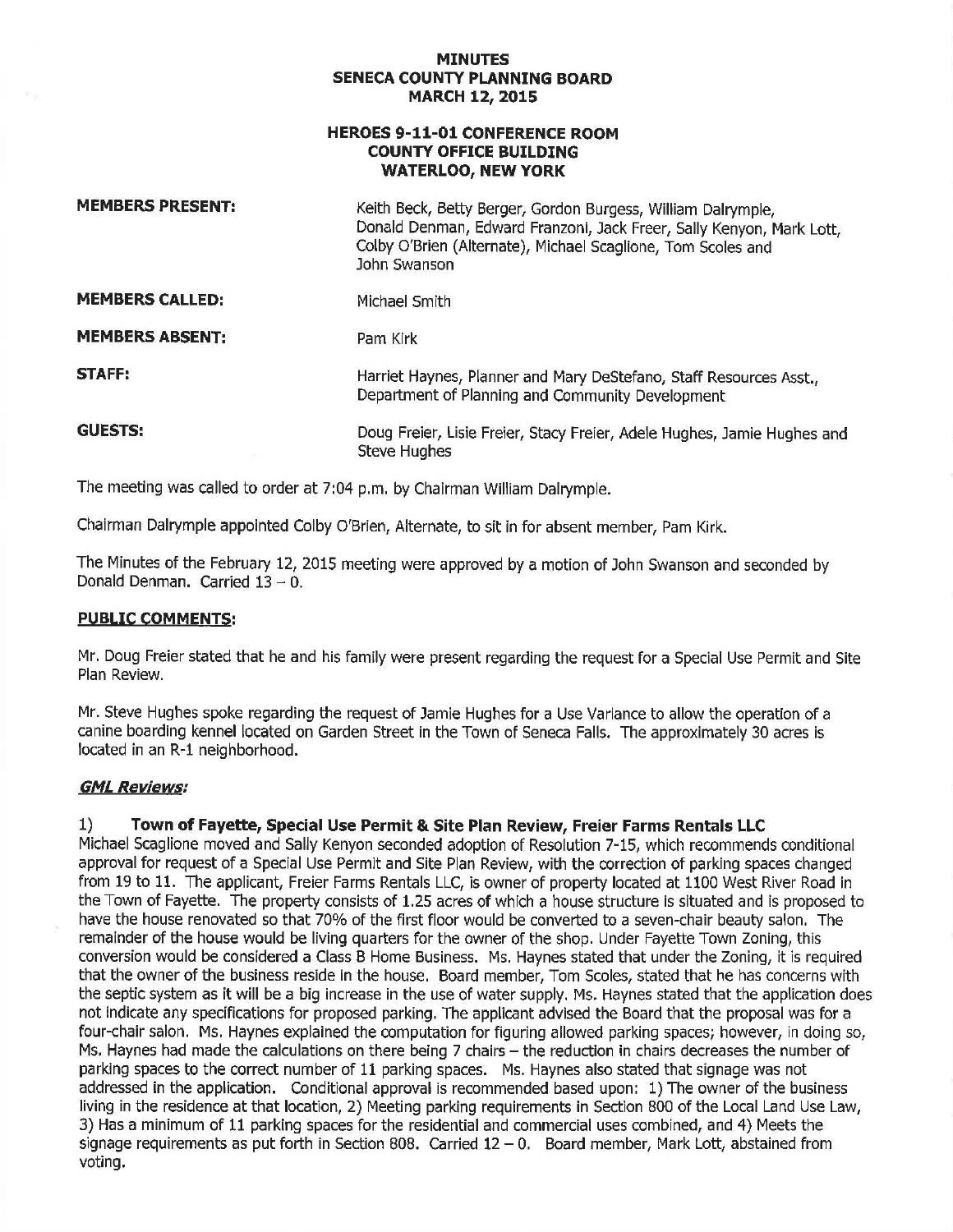# MINUTES
# SENECA COUNTY PLANNING BOARD
# MARCH 12, 2015

## HEROES 9-11-01 CONFERENCE ROOM
## COUNTY OFFICE BUILDING
## WATERLOO, NEW YORK

| | |
|---|---|
| **MEMBERS PRESENT:** | Keith Beck, Betty Berger, Gordon Burgess, William Dalrymple, Donald Denman, Edward Franzoni, Jack Freer, Sally Kenyon, Mark Lott, Colby O'Brien (Alternate), Michael Scaglione, Tom Scoles and John Swanson |
| **MEMBERS CALLED:** | Michael Smith |
| **MEMBERS ABSENT:** | Pam Kirk |
| **STAFF:** | Harriet Haynes, Planner and Mary DeStefano, Staff Resources Asst., Department of Planning and Community Development |
| **GUESTS:** | Doug Freier, Lisie Freier, Stacy Freier, Adele Hughes, Jamie Hughes and Steve Hughes |

The meeting was called to order at 7:04 p.m. by Chairman William Dalrymple.

Chairman Dalrymple appointed Colby O'Brien, Alternate, to sit in for absent member, Pam Kirk.

The Minutes of the February 12, 2015 meeting were approved by a motion of John Swanson and seconded by Donald Denman. Carried 13 – 0.

**PUBLIC COMMENTS:**

Mr. Doug Freier stated that he and his family were present regarding the request for a Special Use Permit and Site Plan Review.

Mr. Steve Hughes spoke regarding the request of Jamie Hughes for a Use Variance to allow the operation of a canine boarding kennel located on Garden Street in the Town of Seneca Falls. The approximately 30 acres is located in an R-1 neighborhood.

***GML Reviews:***

1) **Town of Fayette, Special Use Permit & Site Plan Review, Freier Farms Rentals LLC**

Michael Scaglione moved and Sally Kenyon seconded adoption of Resolution 7-15, which recommends conditional approval for request of a Special Use Permit and Site Plan Review, with the correction of parking spaces changed from 19 to 11. The applicant, Freier Farms Rentals LLC, is owner of property located at 1100 West River Road in the Town of Fayette. The property consists of 1.25 acres of which a house structure is situated and is proposed to have the house renovated so that 70% of the first floor would be converted to a seven-chair beauty salon. The remainder of the house would be living quarters for the owner of the shop. Under Fayette Town Zoning, this conversion would be considered a Class B Home Business. Ms. Haynes stated that under the Zoning, it is required that the owner of the business reside in the house. Board member, Tom Scoles, stated that he has concerns with the septic system as it will be a big increase in the use of water supply. Ms. Haynes stated that the application does not indicate any specifications for proposed parking. The applicant advised the Board that the proposal was for a four-chair salon. Ms. Haynes explained the computation for figuring allowed parking spaces; however, in doing so, Ms. Haynes had made the calculations on there being 7 chairs – the reduction in chairs decreases the number of parking spaces to the correct number of 11 parking spaces. Ms. Haynes also stated that signage was not addressed in the application. Conditional approval is recommended based upon: 1) The owner of the business living in the residence at that location, 2) Meeting parking requirements in Section 800 of the Local Land Use Law, 3) Has a minimum of 11 parking spaces for the residential and commercial uses combined, and 4) Meets the signage requirements as put forth in Section 808. Carried 12 – 0. Board member, Mark Lott, abstained from voting.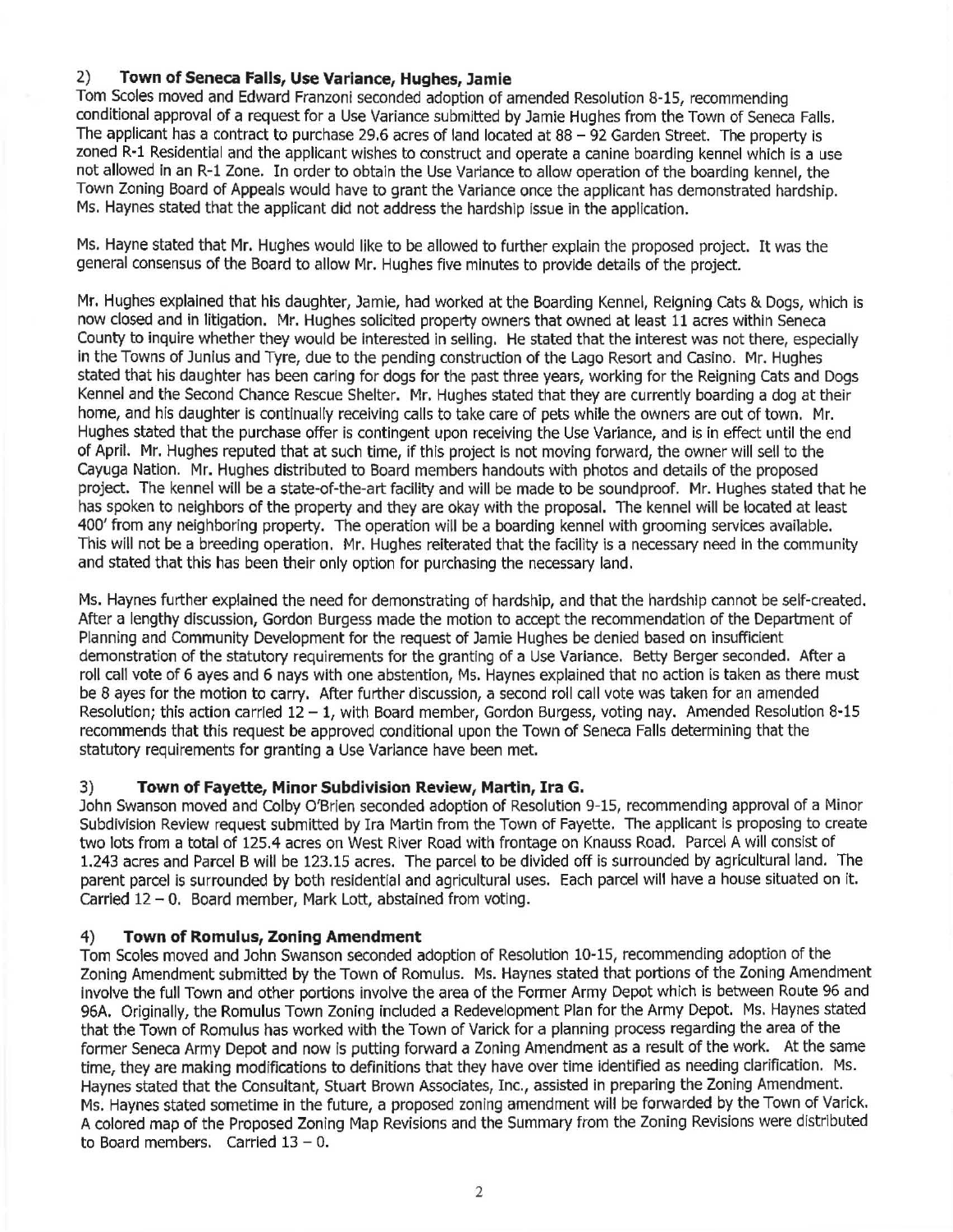## 2) **Town of Seneca Falls, Use Variance, Hughes, Jamie**

Tom Scoles moved and Edward Franzoni seconded adoption of amended Resolution 8-15, recommending conditional approval of a request for a Use Variance submitted by Jamie Hughes from the Town of Seneca Falls. The applicant has a contract to purchase 29.6 acres of land located at 88 – 92 Garden Street. The property is zoned R-1 Residential and the applicant wishes to construct and operate a canine boarding kennel which is a use not allowed in an R-1 Zone. In order to obtain the Use Variance to allow operation of the boarding kennel, the Town Zoning Board of Appeals would have to grant the Variance once the applicant has demonstrated hardship. Ms. Haynes stated that the applicant did not address the hardship issue in the application.

Ms. Hayne stated that Mr. Hughes would like to be allowed to further explain the proposed project. It was the general consensus of the Board to allow Mr. Hughes five minutes to provide details of the project.

Mr. Hughes explained that his daughter, Jamie, had worked at the Boarding Kennel, Reigning Cats & Dogs, which is now closed and in litigation. Mr. Hughes solicited property owners that owned at least 11 acres within Seneca County to inquire whether they would be interested in selling. He stated that the interest was not there, especially in the Towns of Junius and Tyre, due to the pending construction of the Lago Resort and Casino. Mr. Hughes stated that his daughter has been caring for dogs for the past three years, working for the Reigning Cats and Dogs Kennel and the Second Chance Rescue Shelter. Mr. Hughes stated that they are currently boarding a dog at their home, and his daughter is continually receiving calls to take care of pets while the owners are out of town. Mr. Hughes stated that the purchase offer is contingent upon receiving the Use Variance, and is in effect until the end of April. Mr. Hughes reputed that at such time, if this project is not moving forward, the owner will sell to the Cayuga Nation. Mr. Hughes distributed to Board members handouts with photos and details of the proposed project. The kennel will be a state-of-the-art facility and will be made to be soundproof. Mr. Hughes stated that he has spoken to neighbors of the property and they are okay with the proposal. The kennel will be located at least 400' from any neighboring property. The operation will be a boarding kennel with grooming services available. This will not be a breeding operation. Mr. Hughes reiterated that the facility is a necessary need in the community and stated that this has been their only option for purchasing the necessary land.

Ms. Haynes further explained the need for demonstrating of hardship, and that the hardship cannot be self-created. After a lengthy discussion, Gordon Burgess made the motion to accept the recommendation of the Department of Planning and Community Development for the request of Jamie Hughes be denied based on insufficient demonstration of the statutory requirements for the granting of a Use Variance. Betty Berger seconded. After a roll call vote of 6 ayes and 6 nays with one abstention, Ms. Haynes explained that no action is taken as there must be 8 ayes for the motion to carry. After further discussion, a second roll call vote was taken for an amended Resolution; this action carried 12 – 1, with Board member, Gordon Burgess, voting nay. Amended Resolution 8-15 recommends that this request be approved conditional upon the Town of Seneca Falls determining that the statutory requirements for granting a Use Variance have been met.

## 3) **Town of Fayette, Minor Subdivision Review, Martin, Ira G.**

John Swanson moved and Colby O'Brien seconded adoption of Resolution 9-15, recommending approval of a Minor Subdivision Review request submitted by Ira Martin from the Town of Fayette. The applicant is proposing to create two lots from a total of 125.4 acres on West River Road with frontage on Knauss Road. Parcel A will consist of 1.243 acres and Parcel B will be 123.15 acres. The parcel to be divided off is surrounded by agricultural land. The parent parcel is surrounded by both residential and agricultural uses. Each parcel will have a house situated on it. Carried 12 – 0. Board member, Mark Lott, abstained from voting.

## 4) **Town of Romulus, Zoning Amendment**

Tom Scoles moved and John Swanson seconded adoption of Resolution 10-15, recommending adoption of the Zoning Amendment submitted by the Town of Romulus. Ms. Haynes stated that portions of the Zoning Amendment involve the full Town and other portions involve the area of the Former Army Depot which is between Route 96 and 96A. Originally, the Romulus Town Zoning included a Redevelopment Plan for the Army Depot. Ms. Haynes stated that the Town of Romulus has worked with the Town of Varick for a planning process regarding the area of the former Seneca Army Depot and now is putting forward a Zoning Amendment as a result of the work. At the same time, they are making modifications to definitions that they have over time identified as needing clarification. Ms. Haynes stated that the Consultant, Stuart Brown Associates, Inc., assisted in preparing the Zoning Amendment. Ms. Haynes stated sometime in the future, a proposed zoning amendment will be forwarded by the Town of Varick. A colored map of the Proposed Zoning Map Revisions and the Summary from the Zoning Revisions were distributed to Board members. Carried 13 – 0.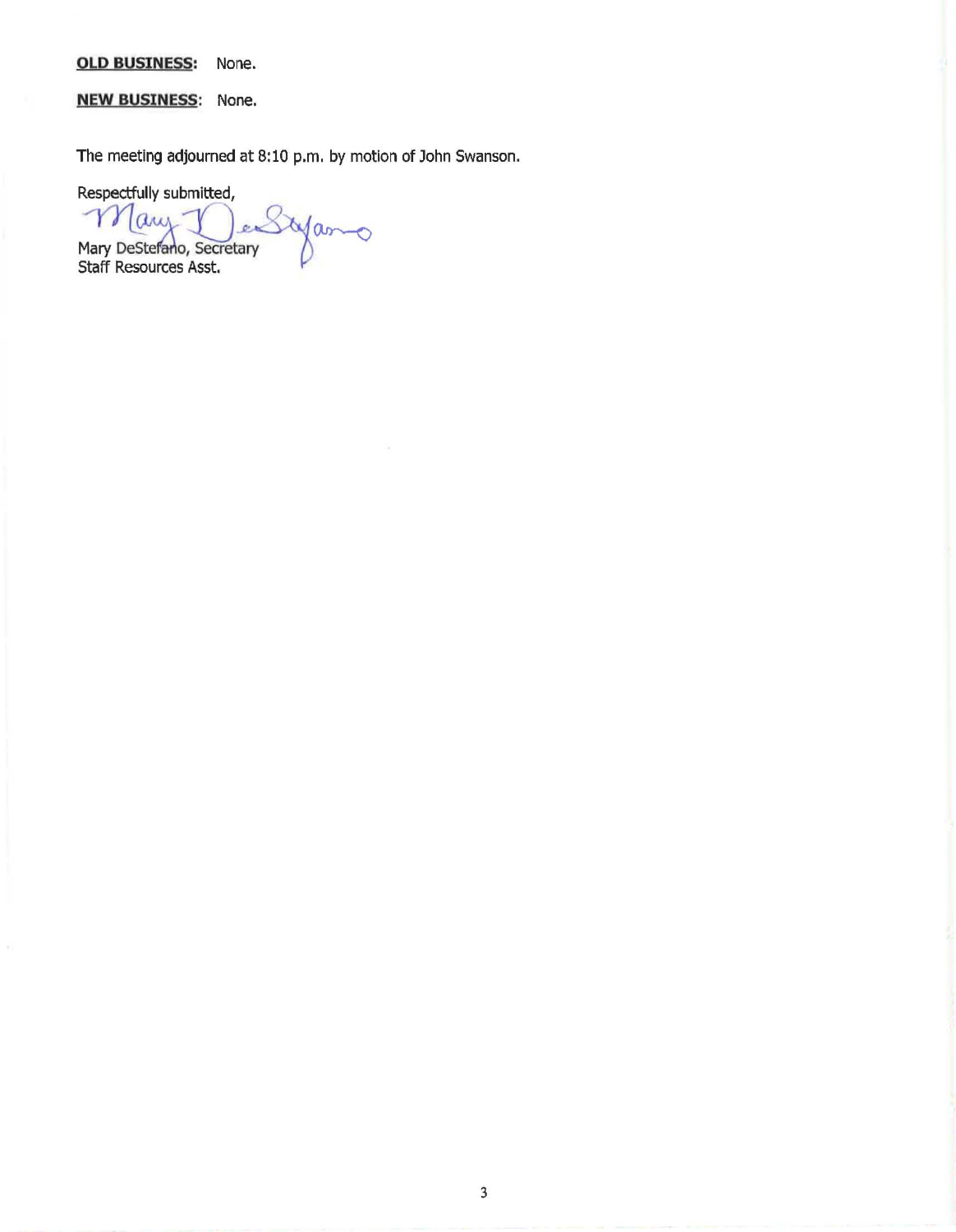**OLD BUSINESS:** None.

**NEW BUSINESS:** None.

The meeting adjourned at 8:10 p.m. by motion of John Swanson.

Respectfully submitted,

Mary DeStefano, Secretary
Staff Resources Asst.